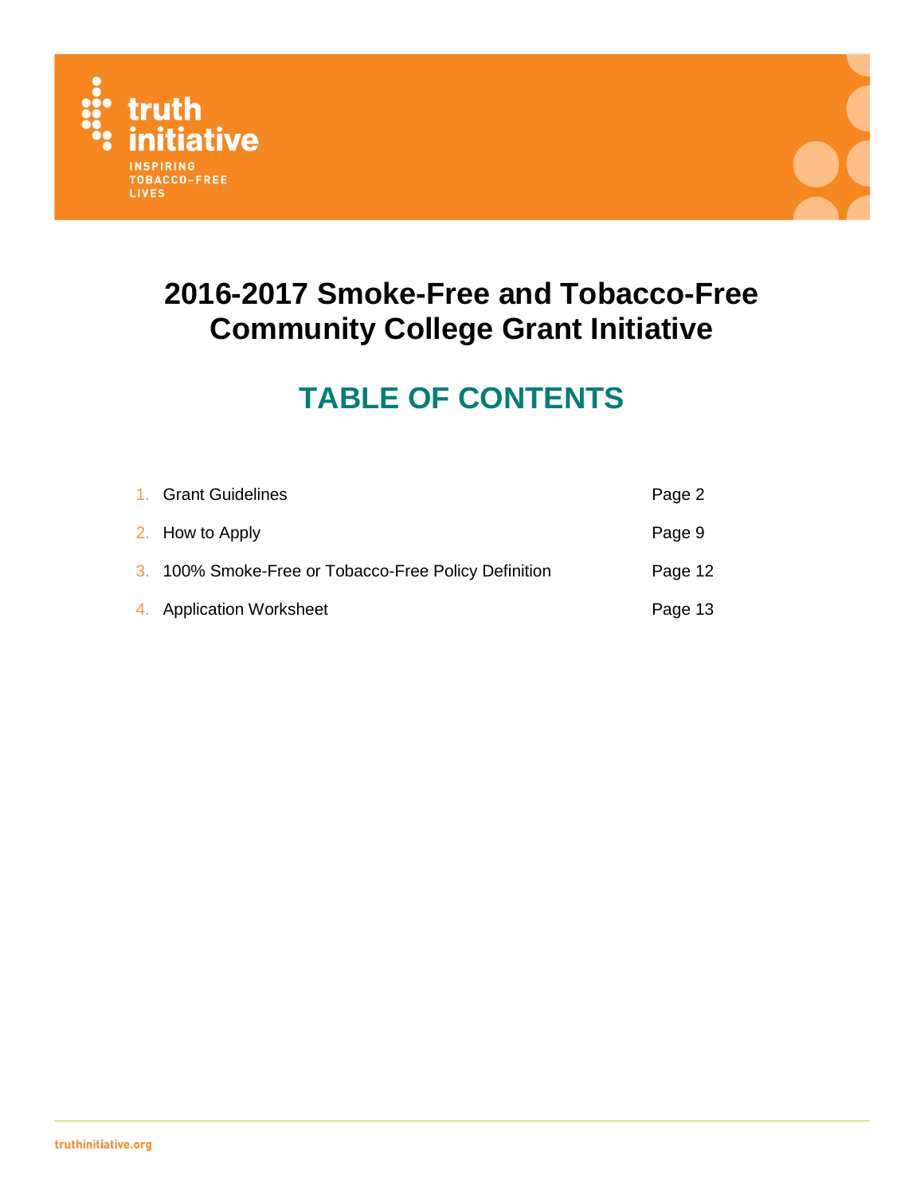truth initiative

INSPIRING TOBACCO-FREE LIVES

# 2016-2017 Smoke-Free and Tobacco-Free Community College Grant Initiative

## TABLE OF CONTENTS

| | | |
|---|---|---|
| 1. | Grant Guidelines | Page 2 |
| 2. | How to Apply | Page 9 |
| 3. | 100% Smoke-Free or Tobacco-Free Policy Definition | Page 12 |
| 4. | Application Worksheet | Page 13 |

truthinitiative.org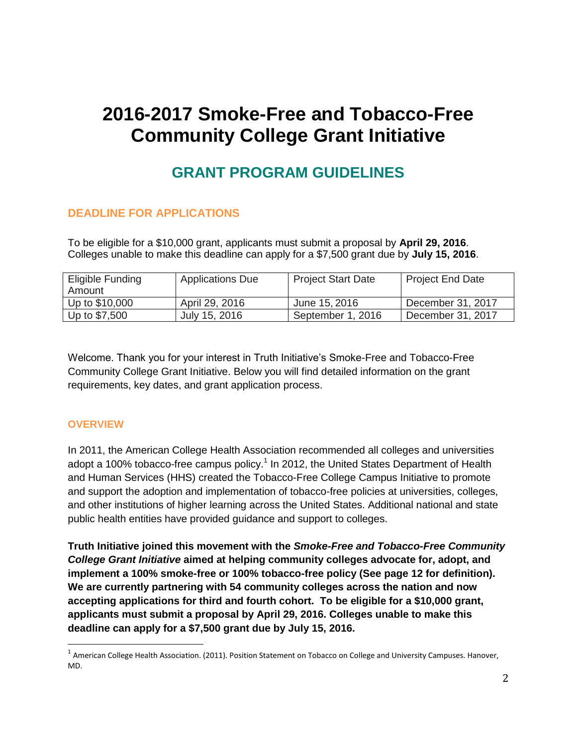# 2016-2017 Smoke-Free and Tobacco-Free Community College Grant Initiative

## GRANT PROGRAM GUIDELINES

### DEADLINE FOR APPLICATIONS

To be eligible for a $10,000 grant, applicants must submit a proposal by **April 29, 2016**. Colleges unable to make this deadline can apply for a $7,500 grant due by **July 15, 2016**.

| Eligible Funding Amount | Applications Due | Project Start Date | Project End Date |
|---|---|---|---|
| Up to $10,000 | April 29, 2016 | June 15, 2016 | December 31, 2017 |
| Up to $7,500 | July 15, 2016 | September 1, 2016 | December 31, 2017 |

Welcome. Thank you for your interest in Truth Initiative's Smoke-Free and Tobacco-Free Community College Grant Initiative. Below you will find detailed information on the grant requirements, key dates, and grant application process.

### OVERVIEW

In 2011, the American College Health Association recommended all colleges and universities adopt a 100% tobacco-free campus policy.[1] In 2012, the United States Department of Health and Human Services (HHS) created the Tobacco-Free College Campus Initiative to promote and support the adoption and implementation of tobacco-free policies at universities, colleges, and other institutions of higher learning across the United States. Additional national and state public health entities have provided guidance and support to colleges.

**Truth Initiative joined this movement with the *Smoke-Free and Tobacco-Free Community College Grant Initiative* aimed at helping community colleges advocate for, adopt, and implement a 100% smoke-free or 100% tobacco-free policy (See page 12 for definition). We are currently partnering with 54 community colleges across the nation and now accepting applications for third and fourth cohort. To be eligible for a $10,000 grant, applicants must submit a proposal by April 29, 2016. Colleges unable to make this deadline can apply for a $7,500 grant due by July 15, 2016.**

[1] American College Health Association. (2011). Position Statement on Tobacco on College and University Campuses. Hanover, MD.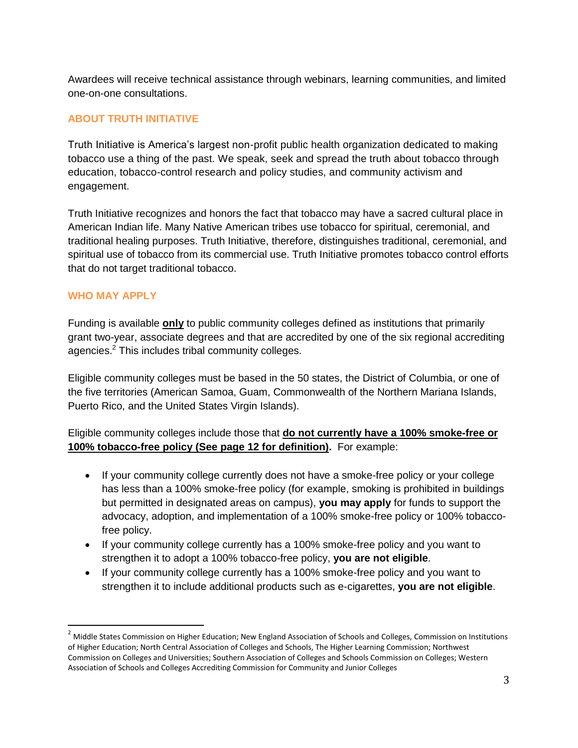Awardees will receive technical assistance through webinars, learning communities, and limited one-on-one consultations.

## ABOUT TRUTH INITIATIVE

Truth Initiative is America's largest non-profit public health organization dedicated to making tobacco use a thing of the past. We speak, seek and spread the truth about tobacco through education, tobacco-control research and policy studies, and community activism and engagement.

Truth Initiative recognizes and honors the fact that tobacco may have a sacred cultural place in American Indian life. Many Native American tribes use tobacco for spiritual, ceremonial, and traditional healing purposes. Truth Initiative, therefore, distinguishes traditional, ceremonial, and spiritual use of tobacco from its commercial use. Truth Initiative promotes tobacco control efforts that do not target traditional tobacco.

## WHO MAY APPLY

Funding is available **only** to public community colleges defined as institutions that primarily grant two-year, associate degrees and that are accredited by one of the six regional accrediting agencies.[2] This includes tribal community colleges.

Eligible community colleges must be based in the 50 states, the District of Columbia, or one of the five territories (American Samoa, Guam, Commonwealth of the Northern Mariana Islands, Puerto Rico, and the United States Virgin Islands).

Eligible community colleges include those that **do not currently have a 100% smoke-free or 100% tobacco-free policy (See page 12 for definition).** For example:

- If your community college currently does not have a smoke-free policy or your college has less than a 100% smoke-free policy (for example, smoking is prohibited in buildings but permitted in designated areas on campus), **you may apply** for funds to support the advocacy, adoption, and implementation of a 100% smoke-free policy or 100% tobacco-free policy.
- If your community college currently has a 100% smoke-free policy and you want to strengthen it to adopt a 100% tobacco-free policy, **you are not eligible**.
- If your community college currently has a 100% smoke-free policy and you want to strengthen it to include additional products such as e-cigarettes, **you are not eligible**.

---

[2] Middle States Commission on Higher Education; New England Association of Schools and Colleges, Commission on Institutions of Higher Education; North Central Association of Colleges and Schools, The Higher Learning Commission; Northwest Commission on Colleges and Universities; Southern Association of Colleges and Schools Commission on Colleges; Western Association of Schools and Colleges Accrediting Commission for Community and Junior Colleges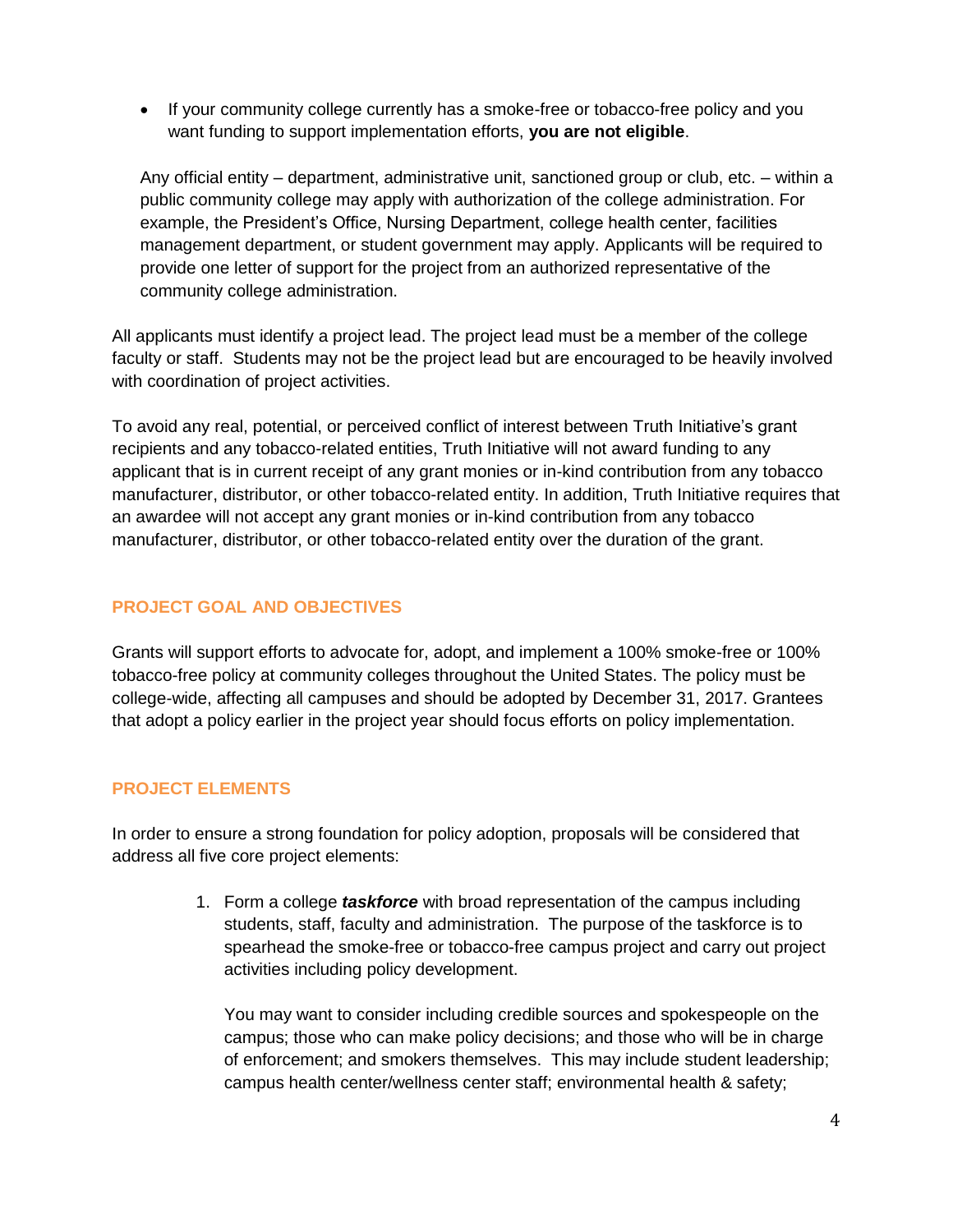- If your community college currently has a smoke-free or tobacco-free policy and you want funding to support implementation efforts, **you are not eligible**.

  Any official entity – department, administrative unit, sanctioned group or club, etc. – within a public community college may apply with authorization of the college administration. For example, the President's Office, Nursing Department, college health center, facilities management department, or student government may apply. Applicants will be required to provide one letter of support for the project from an authorized representative of the community college administration.

All applicants must identify a project lead. The project lead must be a member of the college faculty or staff. Students may not be the project lead but are encouraged to be heavily involved with coordination of project activities.

To avoid any real, potential, or perceived conflict of interest between Truth Initiative's grant recipients and any tobacco-related entities, Truth Initiative will not award funding to any applicant that is in current receipt of any grant monies or in-kind contribution from any tobacco manufacturer, distributor, or other tobacco-related entity. In addition, Truth Initiative requires that an awardee will not accept any grant monies or in-kind contribution from any tobacco manufacturer, distributor, or other tobacco-related entity over the duration of the grant.

## PROJECT GOAL AND OBJECTIVES

Grants will support efforts to advocate for, adopt, and implement a 100% smoke-free or 100% tobacco-free policy at community colleges throughout the United States. The policy must be college-wide, affecting all campuses and should be adopted by December 31, 2017. Grantees that adopt a policy earlier in the project year should focus efforts on policy implementation.

## PROJECT ELEMENTS

In order to ensure a strong foundation for policy adoption, proposals will be considered that address all five core project elements:

1. Form a college ***taskforce*** with broad representation of the campus including students, staff, faculty and administration. The purpose of the taskforce is to spearhead the smoke-free or tobacco-free campus project and carry out project activities including policy development.

   You may want to consider including credible sources and spokespeople on the campus; those who can make policy decisions; and those who will be in charge of enforcement; and smokers themselves. This may include student leadership; campus health center/wellness center staff; environmental health & safety;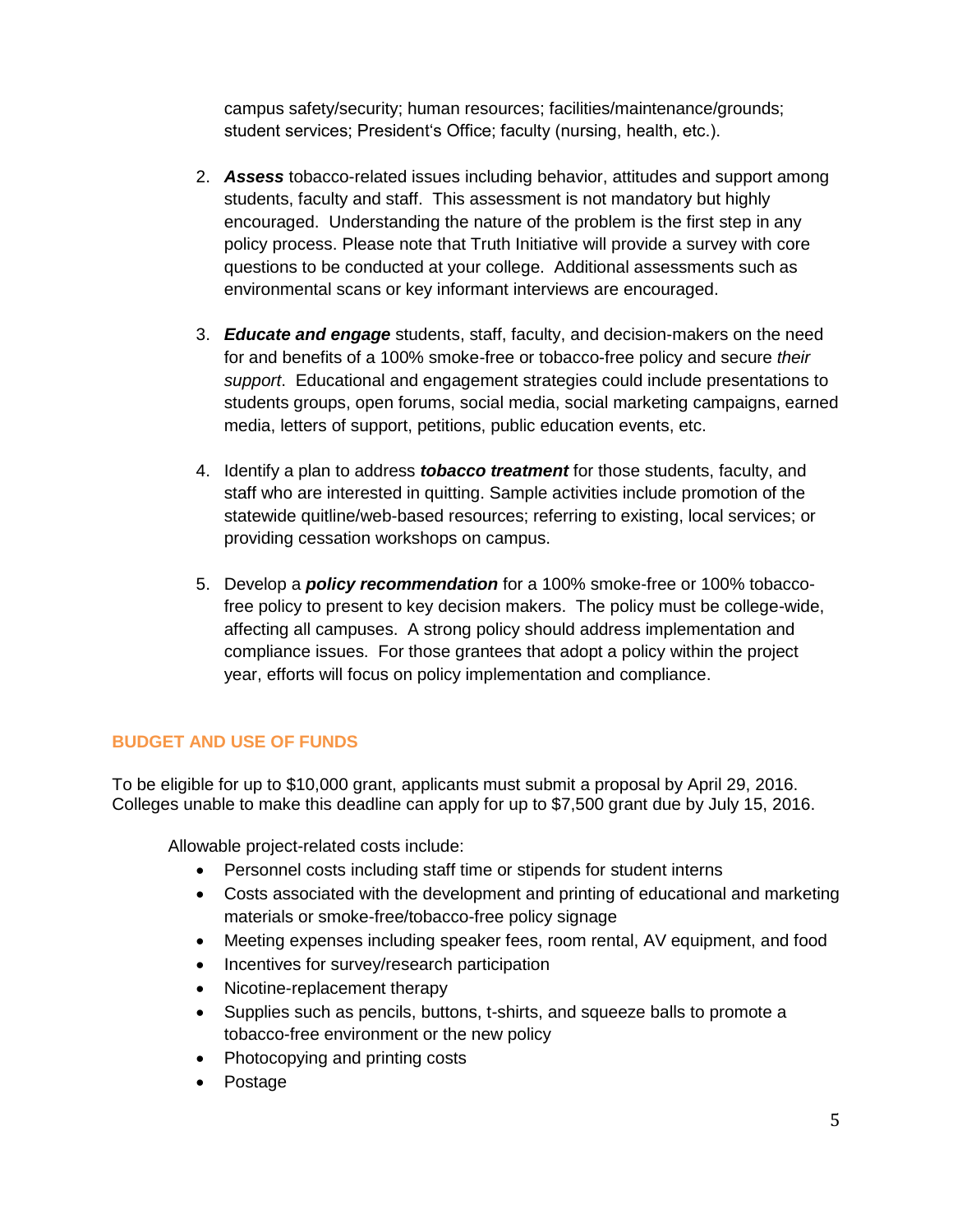campus safety/security; human resources; facilities/maintenance/grounds; student services; President's Office; faculty (nursing, health, etc.).

2. ***Assess*** tobacco-related issues including behavior, attitudes and support among students, faculty and staff. This assessment is not mandatory but highly encouraged. Understanding the nature of the problem is the first step in any policy process. Please note that Truth Initiative will provide a survey with core questions to be conducted at your college. Additional assessments such as environmental scans or key informant interviews are encouraged.

3. ***Educate and engage*** students, staff, faculty, and decision-makers on the need for and benefits of a 100% smoke-free or tobacco-free policy and secure *their support*. Educational and engagement strategies could include presentations to students groups, open forums, social media, social marketing campaigns, earned media, letters of support, petitions, public education events, etc.

4. Identify a plan to address ***tobacco treatment*** for those students, faculty, and staff who are interested in quitting. Sample activities include promotion of the statewide quitline/web-based resources; referring to existing, local services; or providing cessation workshops on campus.

5. Develop a ***policy recommendation*** for a 100% smoke-free or 100% tobacco-free policy to present to key decision makers. The policy must be college-wide, affecting all campuses. A strong policy should address implementation and compliance issues. For those grantees that adopt a policy within the project year, efforts will focus on policy implementation and compliance.

## BUDGET AND USE OF FUNDS

To be eligible for up to $10,000 grant, applicants must submit a proposal by April 29, 2016. Colleges unable to make this deadline can apply for up to $7,500 grant due by July 15, 2016.

Allowable project-related costs include:

- Personnel costs including staff time or stipends for student interns
- Costs associated with the development and printing of educational and marketing materials or smoke-free/tobacco-free policy signage
- Meeting expenses including speaker fees, room rental, AV equipment, and food
- Incentives for survey/research participation
- Nicotine-replacement therapy
- Supplies such as pencils, buttons, t-shirts, and squeeze balls to promote a tobacco-free environment or the new policy
- Photocopying and printing costs
- Postage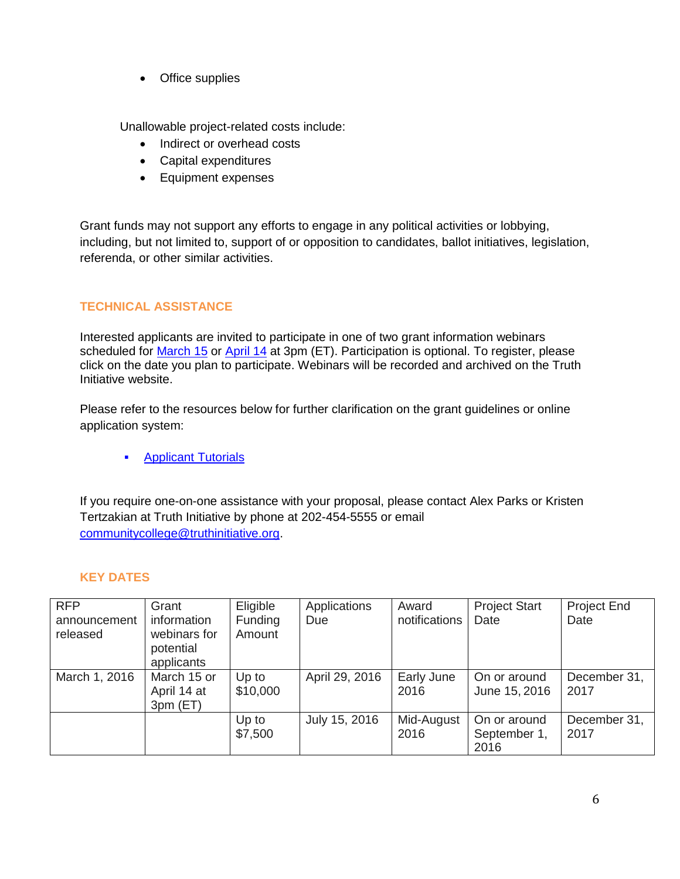- Office supplies

Unallowable project-related costs include:

- Indirect or overhead costs
- Capital expenditures
- Equipment expenses

Grant funds may not support any efforts to engage in any political activities or lobbying, including, but not limited to, support of or opposition to candidates, ballot initiatives, legislation, referenda, or other similar activities.

## TECHNICAL ASSISTANCE

Interested applicants are invited to participate in one of two grant information webinars scheduled for March 15 or April 14 at 3pm (ET). Participation is optional. To register, please click on the date you plan to participate. Webinars will be recorded and archived on the Truth Initiative website.

Please refer to the resources below for further clarification on the grant guidelines or online application system:

- Applicant Tutorials

If you require one-on-one assistance with your proposal, please contact Alex Parks or Kristen Tertzakian at Truth Initiative by phone at 202-454-5555 or email communitycollege@truthinitiative.org.

## KEY DATES

| RFP announcement released | Grant information webinars for potential applicants | Eligible Funding Amount | Applications Due | Award notifications | Project Start Date | Project End Date |
|---|---|---|---|---|---|---|
| March 1, 2016 | March 15 or April 14 at 3pm (ET) | Up to $10,000 | April 29, 2016 | Early June 2016 | On or around June 15, 2016 | December 31, 2017 |
| | | Up to $7,500 | July 15, 2016 | Mid-August 2016 | On or around September 1, 2016 | December 31, 2017 |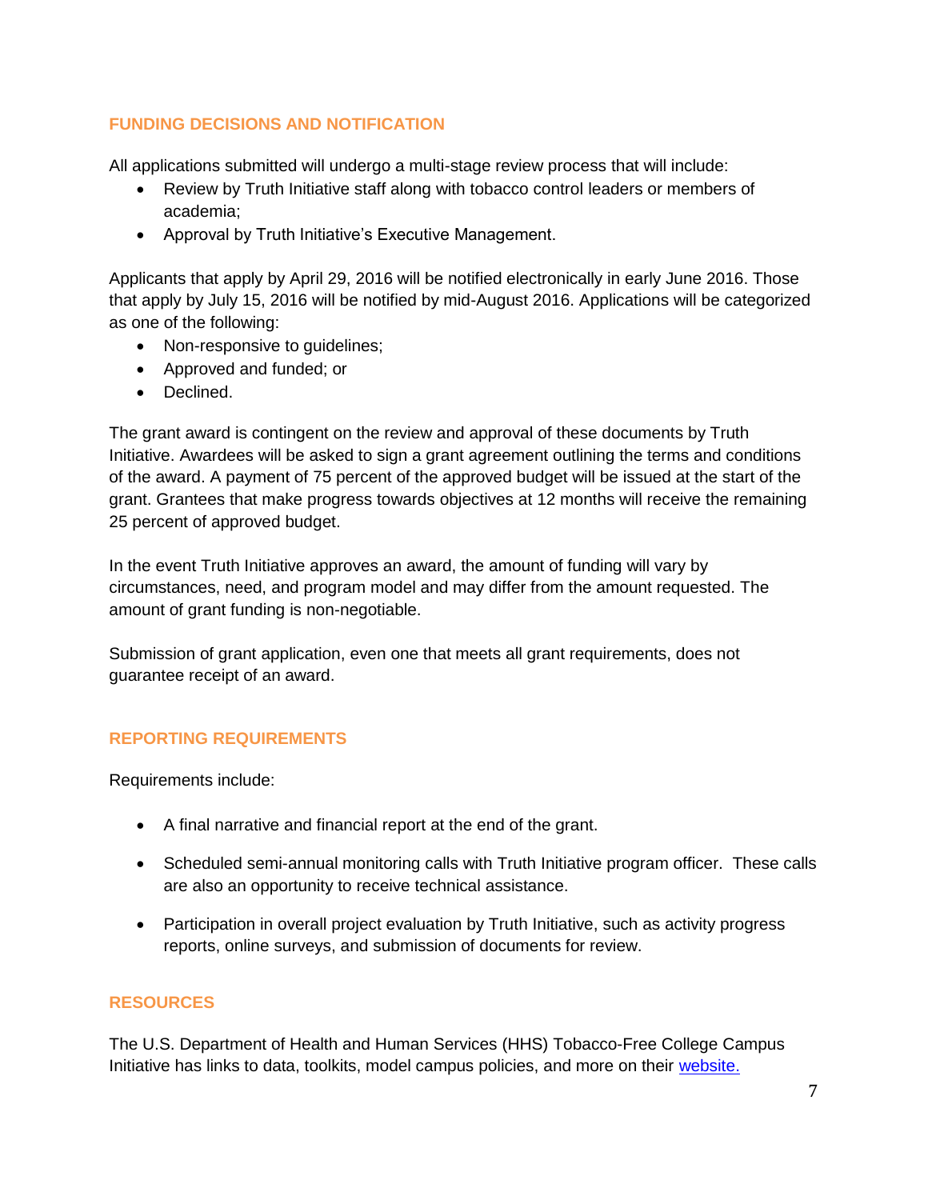## FUNDING DECISIONS AND NOTIFICATION

All applications submitted will undergo a multi-stage review process that will include:

- Review by Truth Initiative staff along with tobacco control leaders or members of academia;
- Approval by Truth Initiative's Executive Management.

Applicants that apply by April 29, 2016 will be notified electronically in early June 2016. Those that apply by July 15, 2016 will be notified by mid-August 2016. Applications will be categorized as one of the following:

- Non-responsive to guidelines;
- Approved and funded; or
- Declined.

The grant award is contingent on the review and approval of these documents by Truth Initiative. Awardees will be asked to sign a grant agreement outlining the terms and conditions of the award. A payment of 75 percent of the approved budget will be issued at the start of the grant. Grantees that make progress towards objectives at 12 months will receive the remaining 25 percent of approved budget.

In the event Truth Initiative approves an award, the amount of funding will vary by circumstances, need, and program model and may differ from the amount requested. The amount of grant funding is non-negotiable.

Submission of grant application, even one that meets all grant requirements, does not guarantee receipt of an award.

## REPORTING REQUIREMENTS

Requirements include:

- A final narrative and financial report at the end of the grant.
- Scheduled semi-annual monitoring calls with Truth Initiative program officer. These calls are also an opportunity to receive technical assistance.
- Participation in overall project evaluation by Truth Initiative, such as activity progress reports, online surveys, and submission of documents for review.

## RESOURCES

The U.S. Department of Health and Human Services (HHS) Tobacco-Free College Campus Initiative has links to data, toolkits, model campus policies, and more on their website.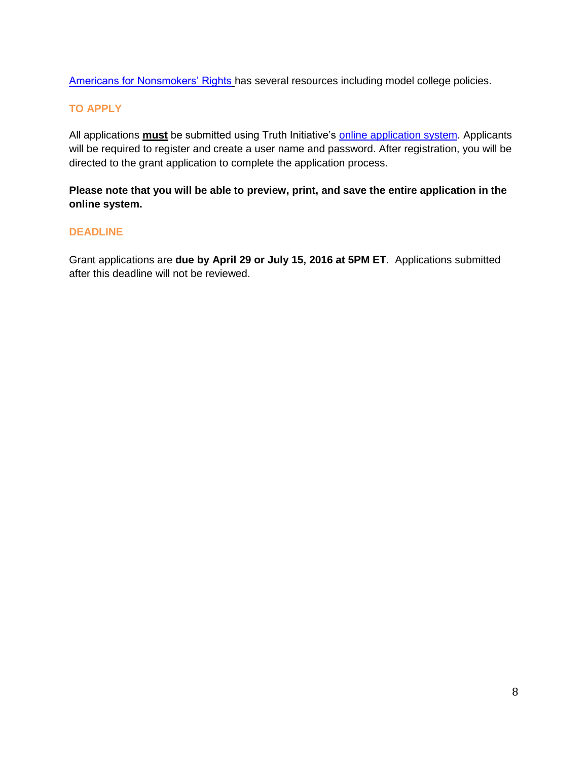Americans for Nonsmokers' Rights has several resources including model college policies.

## TO APPLY

All applications **must** be submitted using Truth Initiative's online application system. Applicants will be required to register and create a user name and password. After registration, you will be directed to the grant application to complete the application process.

**Please note that you will be able to preview, print, and save the entire application in the online system.**

## DEADLINE

Grant applications are **due by April 29 or July 15, 2016 at 5PM ET**. Applications submitted after this deadline will not be reviewed.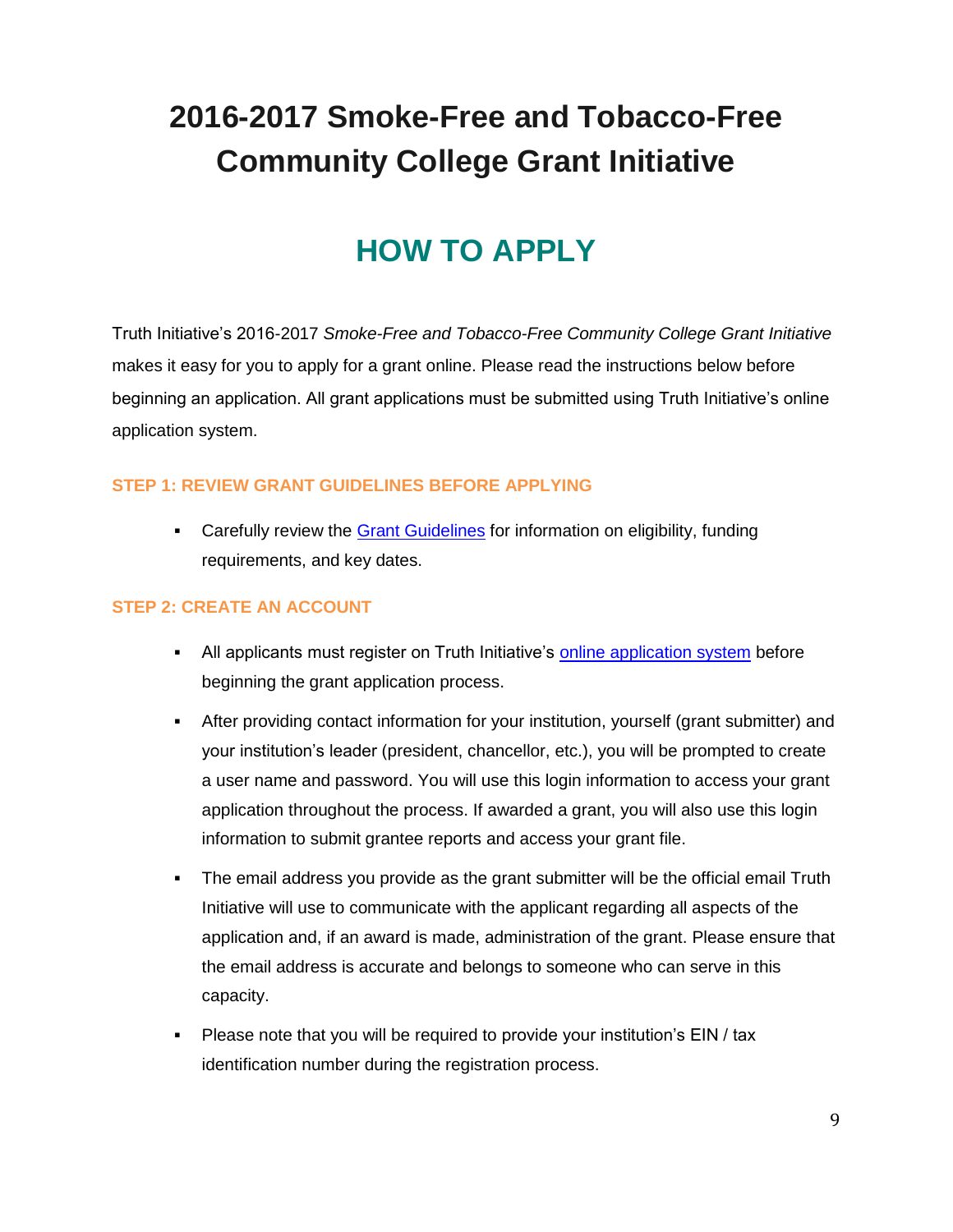# 2016-2017 Smoke-Free and Tobacco-Free Community College Grant Initiative

## HOW TO APPLY

Truth Initiative's 2016-2017 *Smoke-Free and Tobacco-Free Community College Grant Initiative* makes it easy for you to apply for a grant online. Please read the instructions below before beginning an application. All grant applications must be submitted using Truth Initiative's online application system.

### STEP 1: REVIEW GRANT GUIDELINES BEFORE APPLYING

- Carefully review the Grant Guidelines for information on eligibility, funding requirements, and key dates.

### STEP 2: CREATE AN ACCOUNT

- All applicants must register on Truth Initiative's online application system before beginning the grant application process.
- After providing contact information for your institution, yourself (grant submitter) and your institution's leader (president, chancellor, etc.), you will be prompted to create a user name and password. You will use this login information to access your grant application throughout the process. If awarded a grant, you will also use this login information to submit grantee reports and access your grant file.
- The email address you provide as the grant submitter will be the official email Truth Initiative will use to communicate with the applicant regarding all aspects of the application and, if an award is made, administration of the grant. Please ensure that the email address is accurate and belongs to someone who can serve in this capacity.
- Please note that you will be required to provide your institution's EIN / tax identification number during the registration process.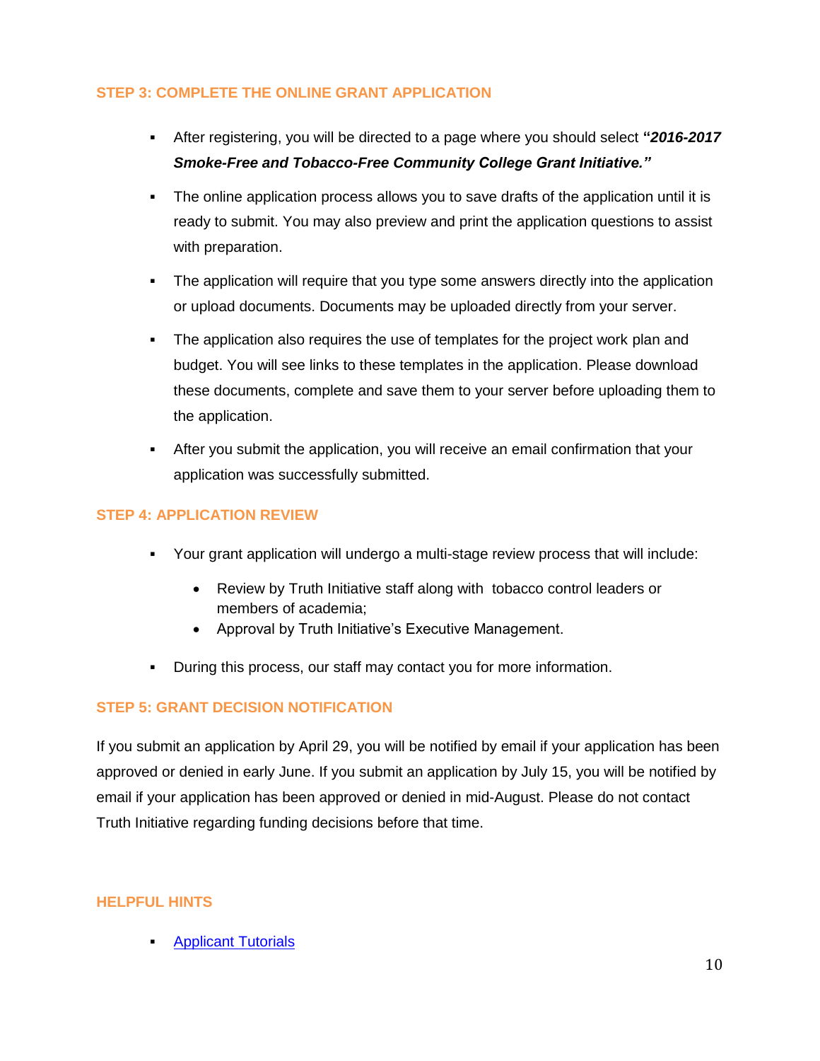### STEP 3: COMPLETE THE ONLINE GRANT APPLICATION

- After registering, you will be directed to a page where you should select ***"2016-2017 Smoke-Free and Tobacco-Free Community College Grant Initiative."***
- The online application process allows you to save drafts of the application until it is ready to submit. You may also preview and print the application questions to assist with preparation.
- The application will require that you type some answers directly into the application or upload documents. Documents may be uploaded directly from your server.
- The application also requires the use of templates for the project work plan and budget. You will see links to these templates in the application. Please download these documents, complete and save them to your server before uploading them to the application.
- After you submit the application, you will receive an email confirmation that your application was successfully submitted.

### STEP 4: APPLICATION REVIEW

- Your grant application will undergo a multi-stage review process that will include:
  - Review by Truth Initiative staff along with tobacco control leaders or members of academia;
  - Approval by Truth Initiative's Executive Management.
- During this process, our staff may contact you for more information.

### STEP 5: GRANT DECISION NOTIFICATION

If you submit an application by April 29, you will be notified by email if your application has been approved or denied in early June. If you submit an application by July 15, you will be notified by email if your application has been approved or denied in mid-August. Please do not contact Truth Initiative regarding funding decisions before that time.

### HELPFUL HINTS

- Applicant Tutorials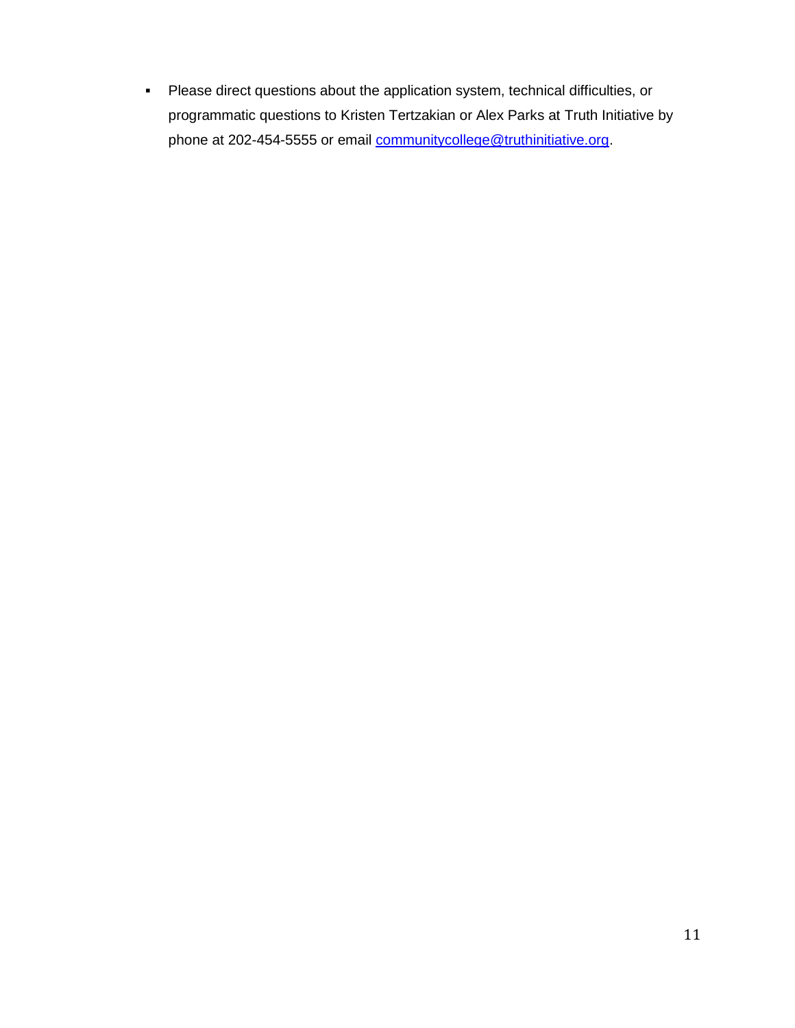- Please direct questions about the application system, technical difficulties, or programmatic questions to Kristen Tertzakian or Alex Parks at Truth Initiative by phone at 202-454-5555 or email communitycollege@truthinitiative.org.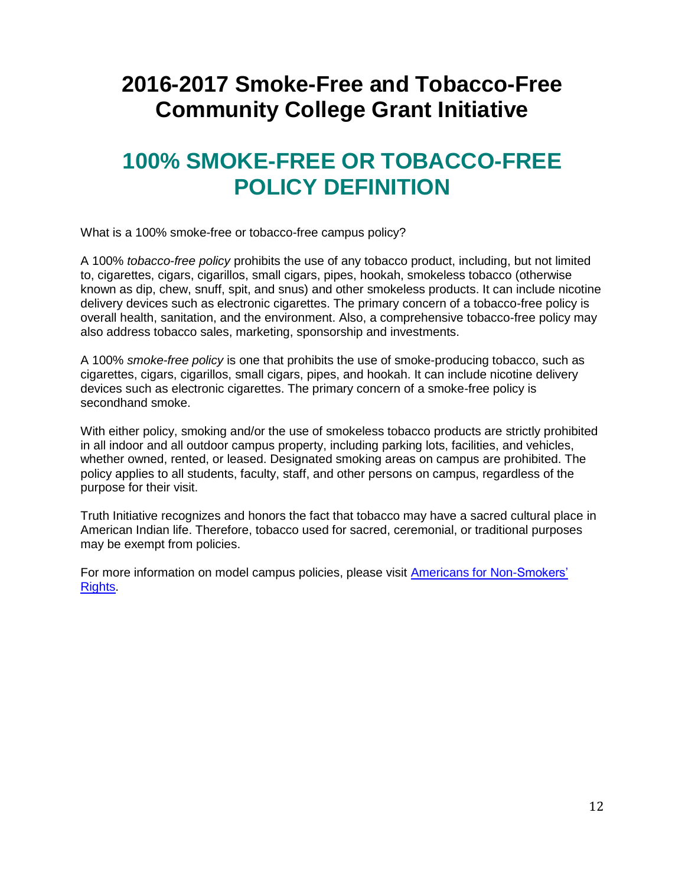# 2016-2017 Smoke-Free and Tobacco-Free Community College Grant Initiative

## 100% SMOKE-FREE OR TOBACCO-FREE POLICY DEFINITION

What is a 100% smoke-free or tobacco-free campus policy?

A 100% *tobacco-free policy* prohibits the use of any tobacco product, including, but not limited to, cigarettes, cigars, cigarillos, small cigars, pipes, hookah, smokeless tobacco (otherwise known as dip, chew, snuff, spit, and snus) and other smokeless products. It can include nicotine delivery devices such as electronic cigarettes. The primary concern of a tobacco-free policy is overall health, sanitation, and the environment. Also, a comprehensive tobacco-free policy may also address tobacco sales, marketing, sponsorship and investments.

A 100% *smoke-free policy* is one that prohibits the use of smoke-producing tobacco, such as cigarettes, cigars, cigarillos, small cigars, pipes, and hookah. It can include nicotine delivery devices such as electronic cigarettes. The primary concern of a smoke-free policy is secondhand smoke.

With either policy, smoking and/or the use of smokeless tobacco products are strictly prohibited in all indoor and all outdoor campus property, including parking lots, facilities, and vehicles, whether owned, rented, or leased. Designated smoking areas on campus are prohibited. The policy applies to all students, faculty, staff, and other persons on campus, regardless of the purpose for their visit.

Truth Initiative recognizes and honors the fact that tobacco may have a sacred cultural place in American Indian life. Therefore, tobacco used for sacred, ceremonial, or traditional purposes may be exempt from policies.

For more information on model campus policies, please visit Americans for Non-Smokers' Rights.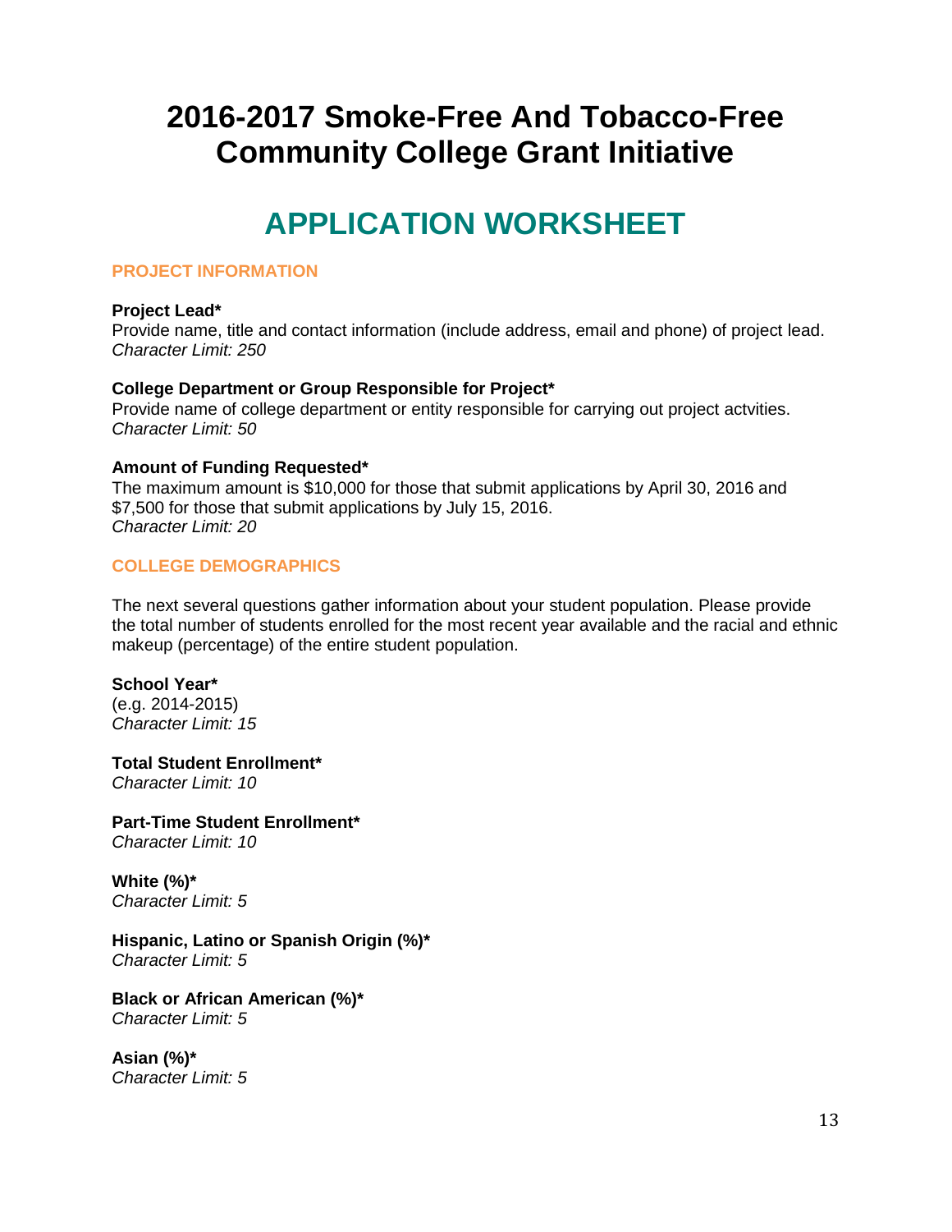# 2016-2017 Smoke-Free And Tobacco-Free Community College Grant Initiative

## APPLICATION WORKSHEET

### PROJECT INFORMATION

**Project Lead***
Provide name, title and contact information (include address, email and phone) of project lead.
*Character Limit: 250*

**College Department or Group Responsible for Project***
Provide name of college department or entity responsible for carrying out project actvities.
*Character Limit: 50*

**Amount of Funding Requested***
The maximum amount is $10,000 for those that submit applications by April 30, 2016 and $7,500 for those that submit applications by July 15, 2016.
*Character Limit: 20*

### COLLEGE DEMOGRAPHICS

The next several questions gather information about your student population. Please provide the total number of students enrolled for the most recent year available and the racial and ethnic makeup (percentage) of the entire student population.

**School Year***
(e.g. 2014-2015)
*Character Limit: 15*

**Total Student Enrollment***
*Character Limit: 10*

**Part-Time Student Enrollment***
*Character Limit: 10*

**White (%)***
*Character Limit: 5*

**Hispanic, Latino or Spanish Origin (%)***
*Character Limit: 5*

**Black or African American (%)***
*Character Limit: 5*

**Asian (%)***
*Character Limit: 5*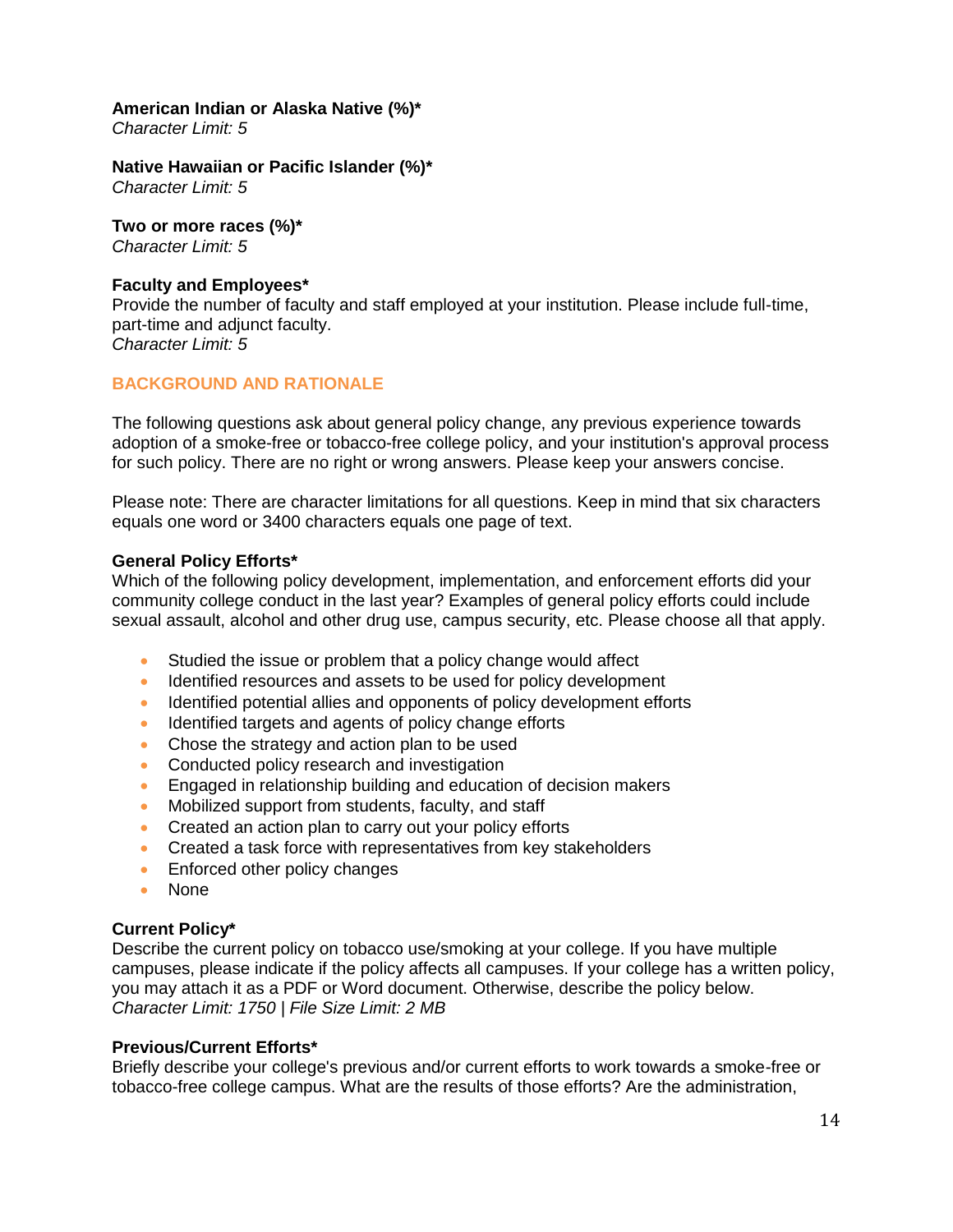**American Indian or Alaska Native (%)***
*Character Limit: 5*

**Native Hawaiian or Pacific Islander (%)***
*Character Limit: 5*

**Two or more races (%)***
*Character Limit: 5*

**Faculty and Employees***
Provide the number of faculty and staff employed at your institution. Please include full-time, part-time and adjunct faculty.
*Character Limit: 5*

## BACKGROUND AND RATIONALE

The following questions ask about general policy change, any previous experience towards adoption of a smoke-free or tobacco-free college policy, and your institution's approval process for such policy. There are no right or wrong answers. Please keep your answers concise.

Please note: There are character limitations for all questions. Keep in mind that six characters equals one word or 3400 characters equals one page of text.

**General Policy Efforts***
Which of the following policy development, implementation, and enforcement efforts did your community college conduct in the last year? Examples of general policy efforts could include sexual assault, alcohol and other drug use, campus security, etc. Please choose all that apply.

- Studied the issue or problem that a policy change would affect
- Identified resources and assets to be used for policy development
- Identified potential allies and opponents of policy development efforts
- Identified targets and agents of policy change efforts
- Chose the strategy and action plan to be used
- Conducted policy research and investigation
- Engaged in relationship building and education of decision makers
- Mobilized support from students, faculty, and staff
- Created an action plan to carry out your policy efforts
- Created a task force with representatives from key stakeholders
- Enforced other policy changes
- None

**Current Policy***
Describe the current policy on tobacco use/smoking at your college. If you have multiple campuses, please indicate if the policy affects all campuses. If your college has a written policy, you may attach it as a PDF or Word document. Otherwise, describe the policy below.
*Character Limit: 1750 | File Size Limit: 2 MB*

**Previous/Current Efforts***
Briefly describe your college's previous and/or current efforts to work towards a smoke-free or tobacco-free college campus. What are the results of those efforts? Are the administration,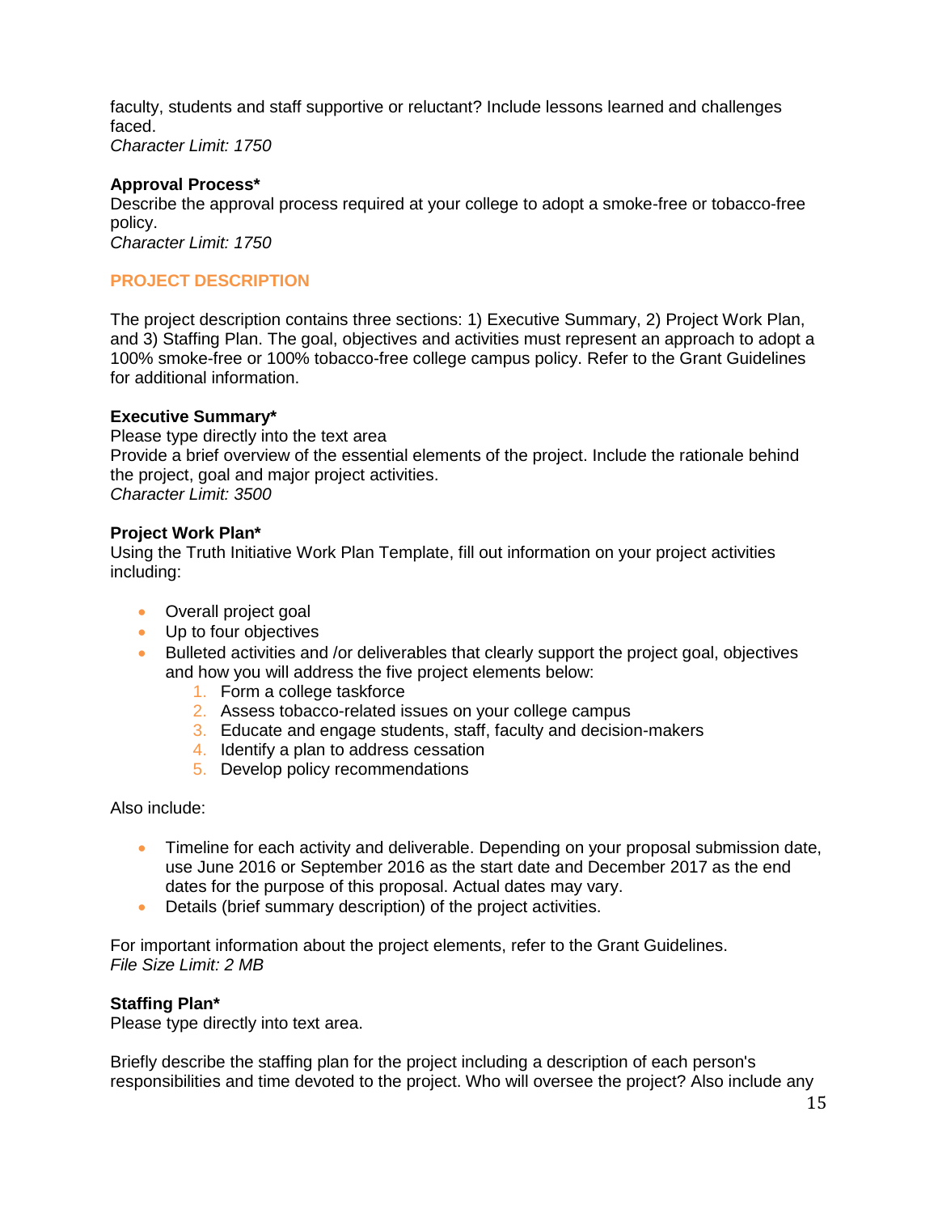faculty, students and staff supportive or reluctant? Include lessons learned and challenges faced.
*Character Limit: 1750*

**Approval Process***
Describe the approval process required at your college to adopt a smoke-free or tobacco-free policy.
*Character Limit: 1750*

## PROJECT DESCRIPTION

The project description contains three sections: 1) Executive Summary, 2) Project Work Plan, and 3) Staffing Plan. The goal, objectives and activities must represent an approach to adopt a 100% smoke-free or 100% tobacco-free college campus policy. Refer to the Grant Guidelines for additional information.

**Executive Summary***
Please type directly into the text area
Provide a brief overview of the essential elements of the project. Include the rationale behind the project, goal and major project activities.
*Character Limit: 3500*

**Project Work Plan***
Using the Truth Initiative Work Plan Template, fill out information on your project activities including:

- Overall project goal
- Up to four objectives
- Bulleted activities and /or deliverables that clearly support the project goal, objectives and how you will address the five project elements below:
    1. Form a college taskforce
    2. Assess tobacco-related issues on your college campus
    3. Educate and engage students, staff, faculty and decision-makers
    4. Identify a plan to address cessation
    5. Develop policy recommendations

Also include:

- Timeline for each activity and deliverable. Depending on your proposal submission date, use June 2016 or September 2016 as the start date and December 2017 as the end dates for the purpose of this proposal. Actual dates may vary.
- Details (brief summary description) of the project activities.

For important information about the project elements, refer to the Grant Guidelines.
*File Size Limit: 2 MB*

**Staffing Plan***
Please type directly into text area.

Briefly describe the staffing plan for the project including a description of each person's responsibilities and time devoted to the project. Who will oversee the project? Also include any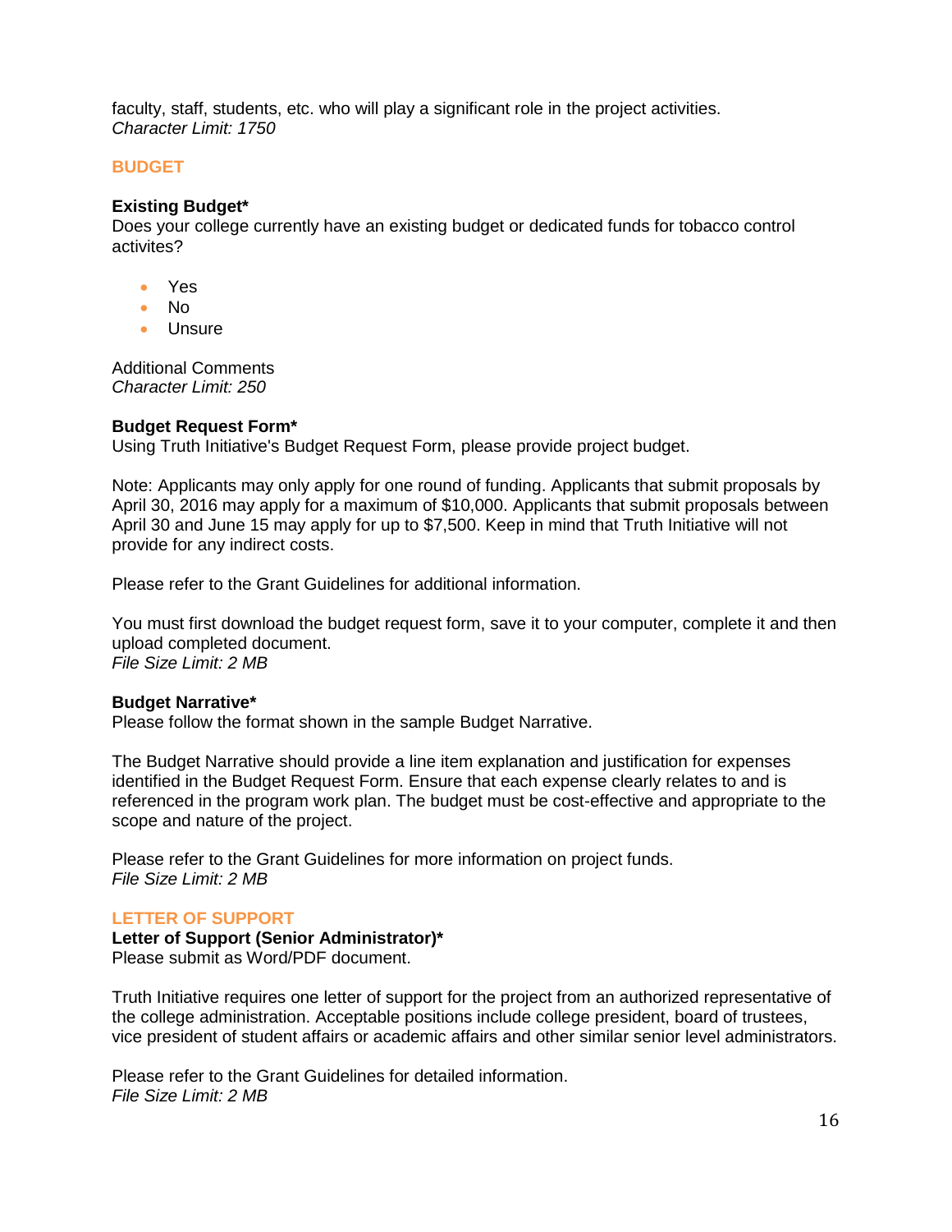faculty, staff, students, etc. who will play a significant role in the project activities.
*Character Limit: 1750*

## BUDGET

**Existing Budget***
Does your college currently have an existing budget or dedicated funds for tobacco control activites?

- Yes
- No
- Unsure

Additional Comments
*Character Limit: 250*

**Budget Request Form***
Using Truth Initiative's Budget Request Form, please provide project budget.

Note: Applicants may only apply for one round of funding. Applicants that submit proposals by April 30, 2016 may apply for a maximum of $10,000. Applicants that submit proposals between April 30 and June 15 may apply for up to $7,500. Keep in mind that Truth Initiative will not provide for any indirect costs.

Please refer to the Grant Guidelines for additional information.

You must first download the budget request form, save it to your computer, complete it and then upload completed document.
*File Size Limit: 2 MB*

**Budget Narrative***
Please follow the format shown in the sample Budget Narrative.

The Budget Narrative should provide a line item explanation and justification for expenses identified in the Budget Request Form. Ensure that each expense clearly relates to and is referenced in the program work plan. The budget must be cost-effective and appropriate to the scope and nature of the project.

Please refer to the Grant Guidelines for more information on project funds.
*File Size Limit: 2 MB*

## LETTER OF SUPPORT

**Letter of Support (Senior Administrator)***
Please submit as Word/PDF document.

Truth Initiative requires one letter of support for the project from an authorized representative of the college administration. Acceptable positions include college president, board of trustees, vice president of student affairs or academic affairs and other similar senior level administrators.

Please refer to the Grant Guidelines for detailed information.
*File Size Limit: 2 MB*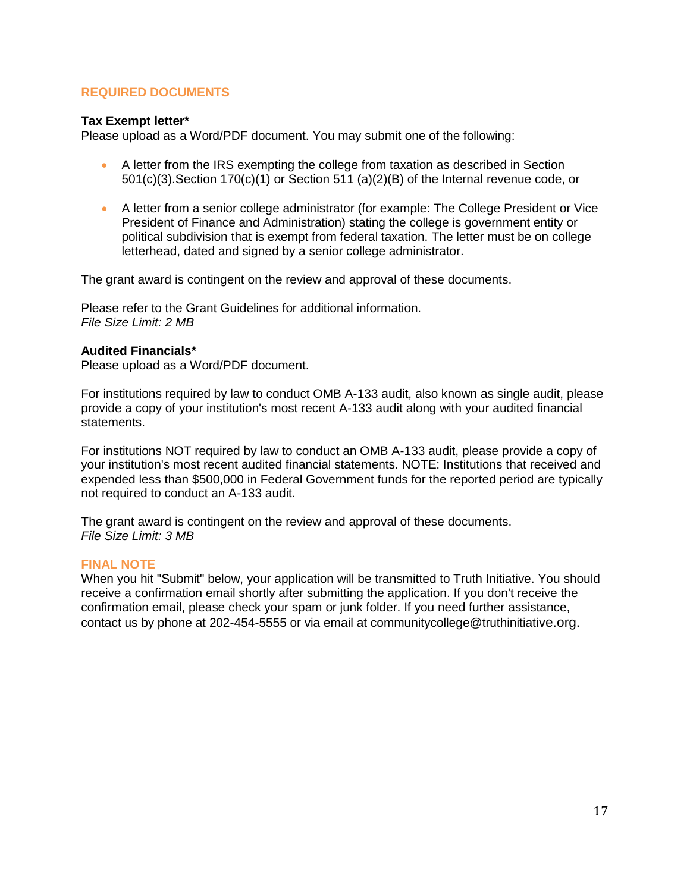## REQUIRED DOCUMENTS

**Tax Exempt letter***
Please upload as a Word/PDF document. You may submit one of the following:

- A letter from the IRS exempting the college from taxation as described in Section 501(c)(3).Section 170(c)(1) or Section 511 (a)(2)(B) of the Internal revenue code, or
- A letter from a senior college administrator (for example: The College President or Vice President of Finance and Administration) stating the college is government entity or political subdivision that is exempt from federal taxation. The letter must be on college letterhead, dated and signed by a senior college administrator.

The grant award is contingent on the review and approval of these documents.

Please refer to the Grant Guidelines for additional information.
*File Size Limit: 2 MB*

**Audited Financials***
Please upload as a Word/PDF document.

For institutions required by law to conduct OMB A-133 audit, also known as single audit, please provide a copy of your institution's most recent A-133 audit along with your audited financial statements.

For institutions NOT required by law to conduct an OMB A-133 audit, please provide a copy of your institution's most recent audited financial statements. NOTE: Institutions that received and expended less than $500,000 in Federal Government funds for the reported period are typically not required to conduct an A-133 audit.

The grant award is contingent on the review and approval of these documents.
*File Size Limit: 3 MB*

## FINAL NOTE

When you hit "Submit" below, your application will be transmitted to Truth Initiative. You should receive a confirmation email shortly after submitting the application. If you don't receive the confirmation email, please check your spam or junk folder. If you need further assistance, contact us by phone at 202-454-5555 or via email at communitycollege@truthinitiative.org.